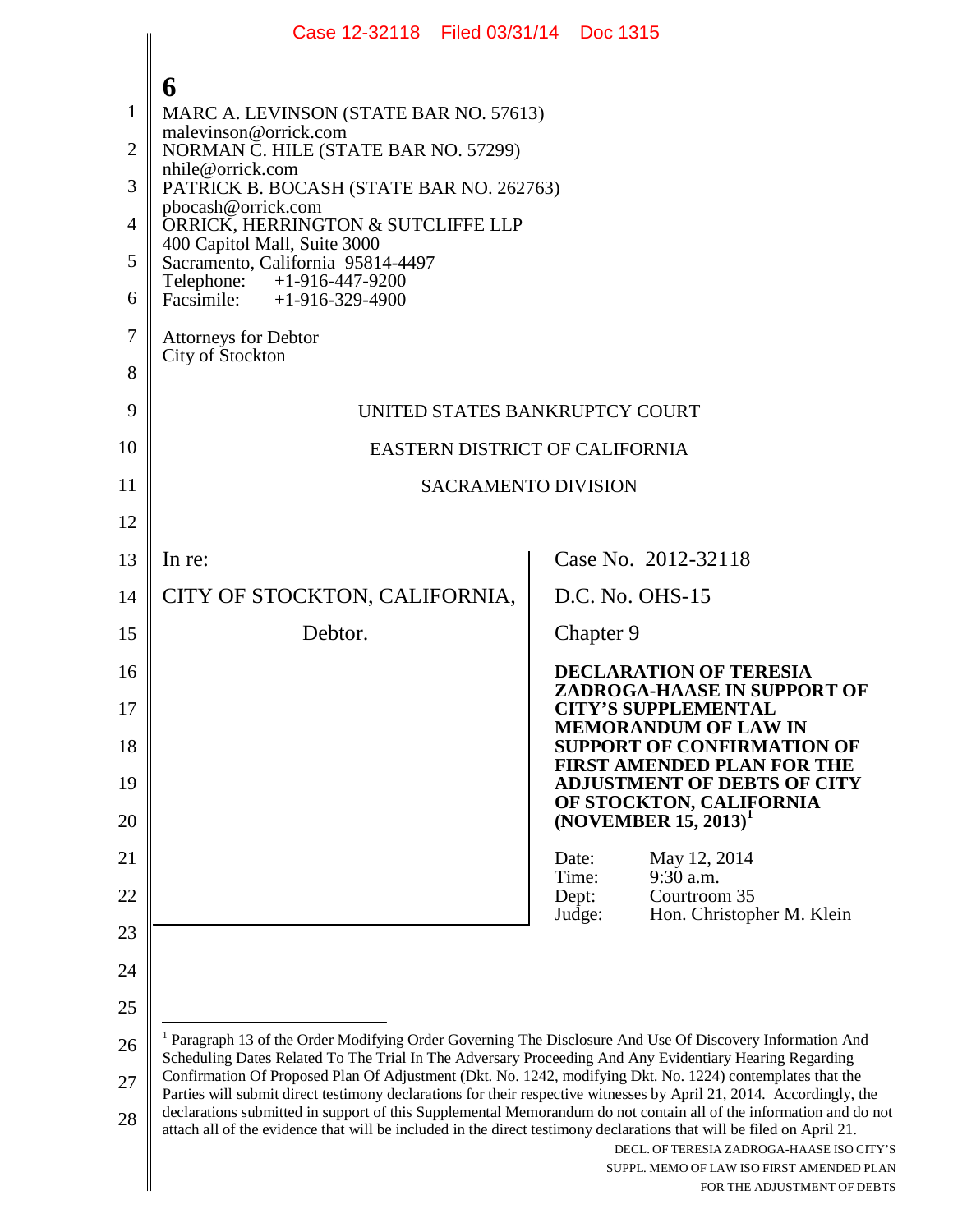MARC A. LEVINSON (STATE BAR NO. 57613)
malevinson@orrick.com
NORMAN C. HILE (STATE BAR NO. 57299)
nhile@orrick.com
PATRICK B. BOCASH (STATE BAR NO. 262763)
pbocash@orrick.com
ORRICK, HERRINGTON & SUTCLIFFE LLP
400 Capitol Mall, Suite 3000
Sacramento, California 95814-4497
Telephone: +1-916-447-9200
Facsimile: +1-916-329-4900

Attorneys for Debtor
City of Stockton

UNITED STATES BANKRUPTCY COURT

EASTERN DISTRICT OF CALIFORNIA

SACRAMENTO DIVISION

| | |
|---|---|
| In re: | Case No. 2012-32118 |
| CITY OF STOCKTON, CALIFORNIA, | D.C. No. OHS-15 |
| Debtor. | Chapter 9 |
| | **DECLARATION OF TERESIA ZADROGA-HAASE IN SUPPORT OF CITY'S SUPPLEMENTAL MEMORANDUM OF LAW IN SUPPORT OF CONFIRMATION OF FIRST AMENDED PLAN FOR THE ADJUSTMENT OF DEBTS OF CITY OF STOCKTON, CALIFORNIA (NOVEMBER 15, 2013)[1]** |
| | Date: May 12, 2014<br>Time: 9:30 a.m.<br>Dept: Courtroom 35<br>Judge: Hon. Christopher M. Klein |

[1] Paragraph 13 of the Order Modifying Order Governing The Disclosure And Use Of Discovery Information And Scheduling Dates Related To The Trial In The Adversary Proceeding And Any Evidentiary Hearing Regarding Confirmation Of Proposed Plan Of Adjustment (Dkt. No. 1242, modifying Dkt. No. 1224) contemplates that the Parties will submit direct testimony declarations for their respective witnesses by April 21, 2014. Accordingly, the declarations submitted in support of this Supplemental Memorandum do not contain all of the information and do not attach all of the evidence that will be included in the direct testimony declarations that will be filed on April 21.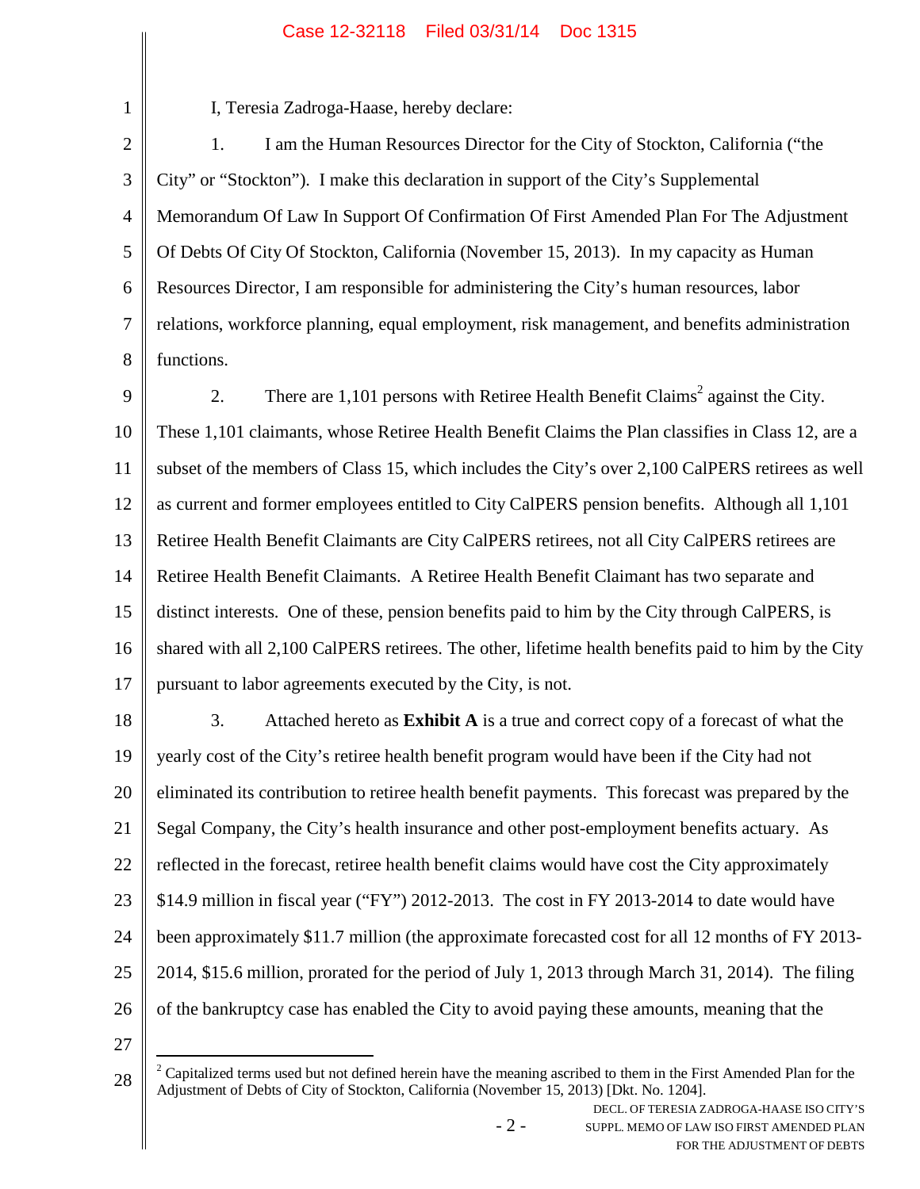I, Teresia Zadroga-Haase, hereby declare:

1. I am the Human Resources Director for the City of Stockton, California ("the City" or "Stockton"). I make this declaration in support of the City's Supplemental Memorandum Of Law In Support Of Confirmation Of First Amended Plan For The Adjustment Of Debts Of City Of Stockton, California (November 15, 2013). In my capacity as Human Resources Director, I am responsible for administering the City's human resources, labor relations, workforce planning, equal employment, risk management, and benefits administration functions.

2. There are 1,101 persons with Retiree Health Benefit Claims[2] against the City. These 1,101 claimants, whose Retiree Health Benefit Claims the Plan classifies in Class 12, are a subset of the members of Class 15, which includes the City's over 2,100 CalPERS retirees as well as current and former employees entitled to City CalPERS pension benefits. Although all 1,101 Retiree Health Benefit Claimants are City CalPERS retirees, not all City CalPERS retirees are Retiree Health Benefit Claimants. A Retiree Health Benefit Claimant has two separate and distinct interests. One of these, pension benefits paid to him by the City through CalPERS, is shared with all 2,100 CalPERS retirees. The other, lifetime health benefits paid to him by the City pursuant to labor agreements executed by the City, is not.

3. Attached hereto as **Exhibit A** is a true and correct copy of a forecast of what the yearly cost of the City's retiree health benefit program would have been if the City had not eliminated its contribution to retiree health benefit payments. This forecast was prepared by the Segal Company, the City's health insurance and other post-employment benefits actuary. As reflected in the forecast, retiree health benefit claims would have cost the City approximately $14.9 million in fiscal year ("FY") 2012-2013. The cost in FY 2013-2014 to date would have been approximately $11.7 million (the approximate forecasted cost for all 12 months of FY 2013-2014, $15.6 million, prorated for the period of July 1, 2013 through March 31, 2014). The filing of the bankruptcy case has enabled the City to avoid paying these amounts, meaning that the

[2] Capitalized terms used but not defined herein have the meaning ascribed to them in the First Amended Plan for the Adjustment of Debts of City of Stockton, California (November 15, 2013) [Dkt. No. 1204].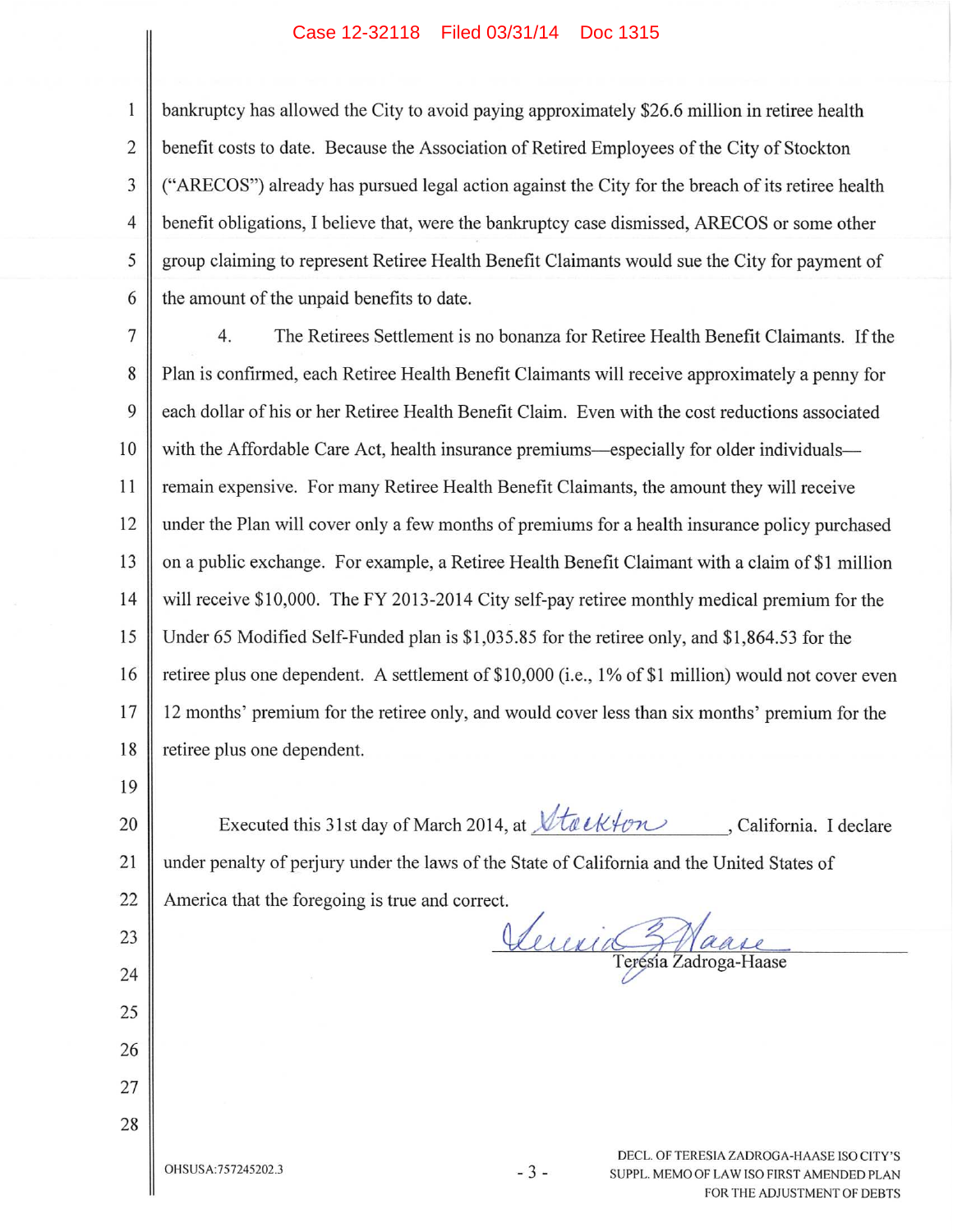bankruptcy has allowed the City to avoid paying approximately $26.6 million in retiree health benefit costs to date. Because the Association of Retired Employees of the City of Stockton ("ARECOS") already has pursued legal action against the City for the breach of its retiree health benefit obligations, I believe that, were the bankruptcy case dismissed, ARECOS or some other group claiming to represent Retiree Health Benefit Claimants would sue the City for payment of the amount of the unpaid benefits to date.

4. The Retirees Settlement is no bonanza for Retiree Health Benefit Claimants. If the Plan is confirmed, each Retiree Health Benefit Claimants will receive approximately a penny for each dollar of his or her Retiree Health Benefit Claim. Even with the cost reductions associated with the Affordable Care Act, health insurance premiums—especially for older individuals—remain expensive. For many Retiree Health Benefit Claimants, the amount they will receive under the Plan will cover only a few months of premiums for a health insurance policy purchased on a public exchange. For example, a Retiree Health Benefit Claimant with a claim of $1 million will receive $10,000. The FY 2013-2014 City self-pay retiree monthly medical premium for the Under 65 Modified Self-Funded plan is $1,035.85 for the retiree only, and $1,864.53 for the retiree plus one dependent. A settlement of $10,000 (i.e., 1% of $1 million) would not cover even 12 months' premium for the retiree only, and would cover less than six months' premium for the retiree plus one dependent.

Executed this 31st day of March 2014, at Stockton, California. I declare under penalty of perjury under the laws of the State of California and the United States of America that the foregoing is true and correct.

Teresia Zadroga-Haase

OHSUSA:757245202.3

DECL. OF TERESIA ZADROGA-HAASE ISO CITY'S SUPPL. MEMO OF LAW ISO FIRST AMENDED PLAN FOR THE ADJUSTMENT OF DEBTS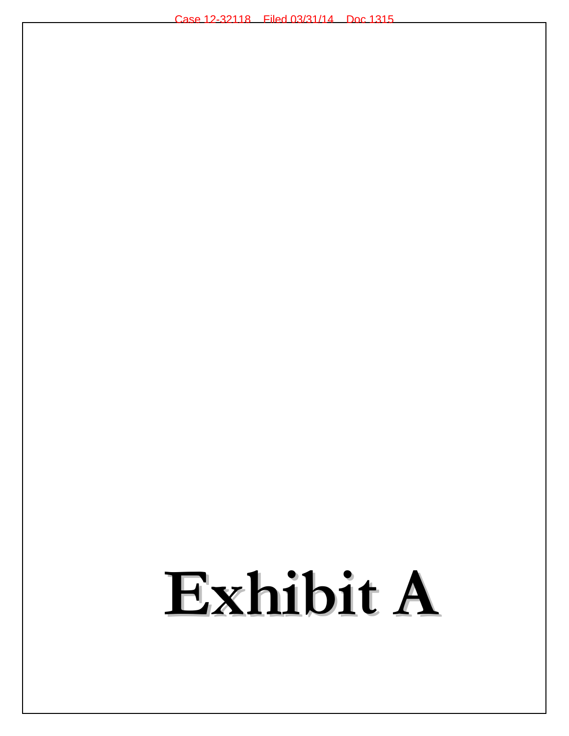# Exhibit A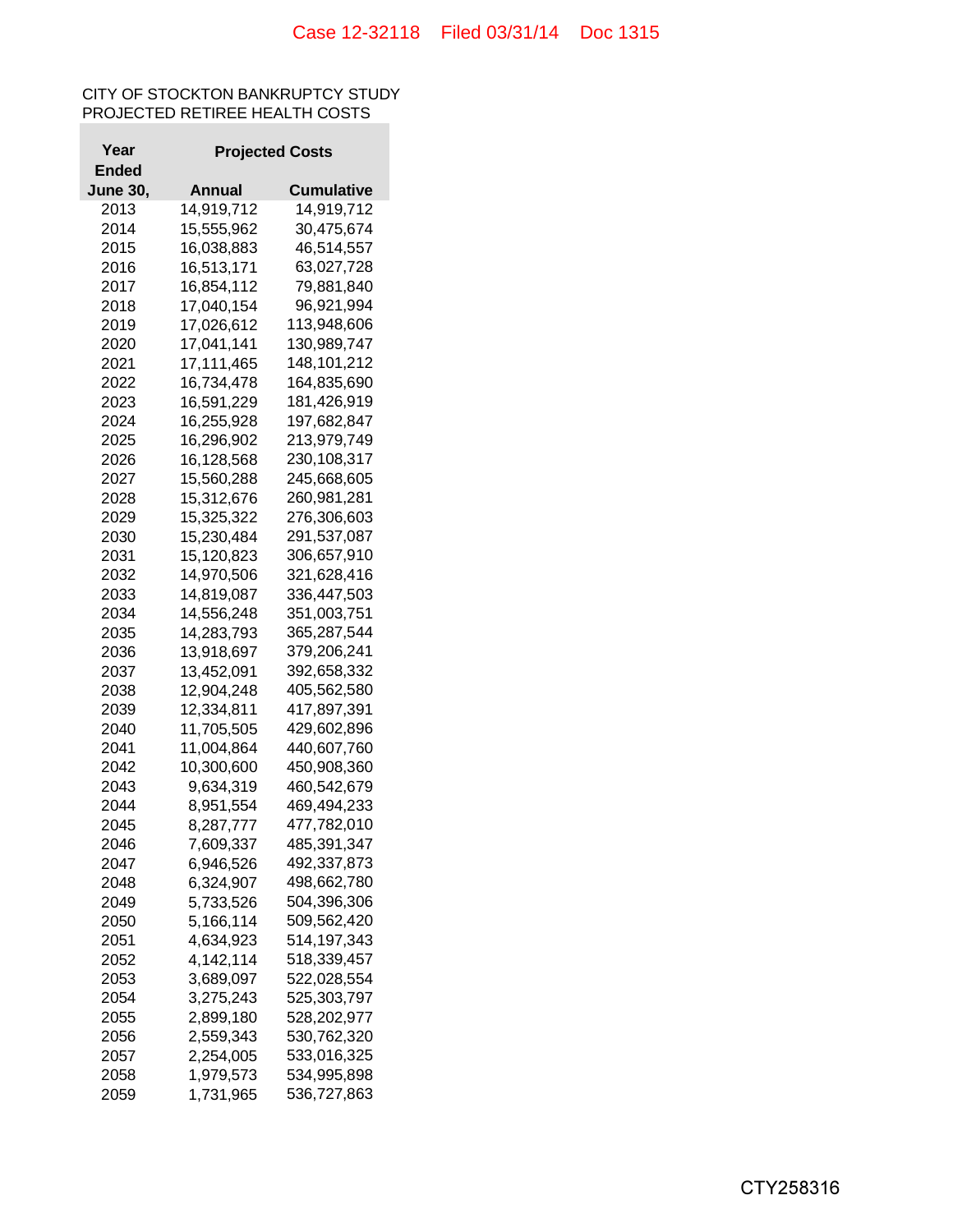CITY OF STOCKTON BANKRUPTCY STUDY
PROJECTED RETIREE HEALTH COSTS

| Year Ended June 30, | Projected Costs | |
|---|---|---|
| | Annual | Cumulative |
| 2013 | 14,919,712 | 14,919,712 |
| 2014 | 15,555,962 | 30,475,674 |
| 2015 | 16,038,883 | 46,514,557 |
| 2016 | 16,513,171 | 63,027,728 |
| 2017 | 16,854,112 | 79,881,840 |
| 2018 | 17,040,154 | 96,921,994 |
| 2019 | 17,026,612 | 113,948,606 |
| 2020 | 17,041,141 | 130,989,747 |
| 2021 | 17,111,465 | 148,101,212 |
| 2022 | 16,734,478 | 164,835,690 |
| 2023 | 16,591,229 | 181,426,919 |
| 2024 | 16,255,928 | 197,682,847 |
| 2025 | 16,296,902 | 213,979,749 |
| 2026 | 16,128,568 | 230,108,317 |
| 2027 | 15,560,288 | 245,668,605 |
| 2028 | 15,312,676 | 260,981,281 |
| 2029 | 15,325,322 | 276,306,603 |
| 2030 | 15,230,484 | 291,537,087 |
| 2031 | 15,120,823 | 306,657,910 |
| 2032 | 14,970,506 | 321,628,416 |
| 2033 | 14,819,087 | 336,447,503 |
| 2034 | 14,556,248 | 351,003,751 |
| 2035 | 14,283,793 | 365,287,544 |
| 2036 | 13,918,697 | 379,206,241 |
| 2037 | 13,452,091 | 392,658,332 |
| 2038 | 12,904,248 | 405,562,580 |
| 2039 | 12,334,811 | 417,897,391 |
| 2040 | 11,705,505 | 429,602,896 |
| 2041 | 11,004,864 | 440,607,760 |
| 2042 | 10,300,600 | 450,908,360 |
| 2043 | 9,634,319 | 460,542,679 |
| 2044 | 8,951,554 | 469,494,233 |
| 2045 | 8,287,777 | 477,782,010 |
| 2046 | 7,609,337 | 485,391,347 |
| 2047 | 6,946,526 | 492,337,873 |
| 2048 | 6,324,907 | 498,662,780 |
| 2049 | 5,733,526 | 504,396,306 |
| 2050 | 5,166,114 | 509,562,420 |
| 2051 | 4,634,923 | 514,197,343 |
| 2052 | 4,142,114 | 518,339,457 |
| 2053 | 3,689,097 | 522,028,554 |
| 2054 | 3,275,243 | 525,303,797 |
| 2055 | 2,899,180 | 528,202,977 |
| 2056 | 2,559,343 | 530,762,320 |
| 2057 | 2,254,005 | 533,016,325 |
| 2058 | 1,979,573 | 534,995,898 |
| 2059 | 1,731,965 | 536,727,863 |

CTY258316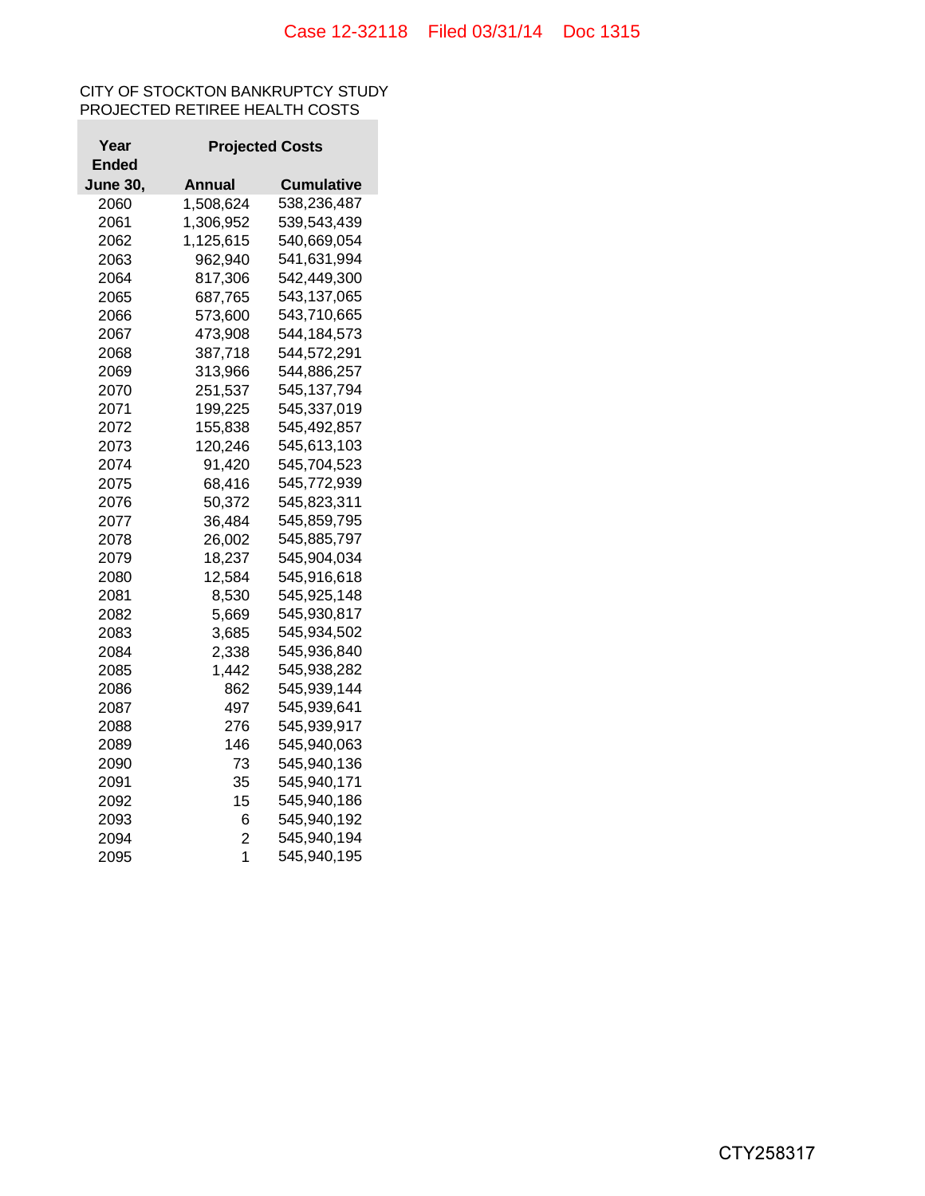CITY OF STOCKTON BANKRUPTCY STUDY
PROJECTED RETIREE HEALTH COSTS

| Year Ended | Projected Costs | |
|---|---|---|
| June 30, | Annual | Cumulative |
| 2060 | 1,508,624 | 538,236,487 |
| 2061 | 1,306,952 | 539,543,439 |
| 2062 | 1,125,615 | 540,669,054 |
| 2063 | 962,940 | 541,631,994 |
| 2064 | 817,306 | 542,449,300 |
| 2065 | 687,765 | 543,137,065 |
| 2066 | 573,600 | 543,710,665 |
| 2067 | 473,908 | 544,184,573 |
| 2068 | 387,718 | 544,572,291 |
| 2069 | 313,966 | 544,886,257 |
| 2070 | 251,537 | 545,137,794 |
| 2071 | 199,225 | 545,337,019 |
| 2072 | 155,838 | 545,492,857 |
| 2073 | 120,246 | 545,613,103 |
| 2074 | 91,420 | 545,704,523 |
| 2075 | 68,416 | 545,772,939 |
| 2076 | 50,372 | 545,823,311 |
| 2077 | 36,484 | 545,859,795 |
| 2078 | 26,002 | 545,885,797 |
| 2079 | 18,237 | 545,904,034 |
| 2080 | 12,584 | 545,916,618 |
| 2081 | 8,530 | 545,925,148 |
| 2082 | 5,669 | 545,930,817 |
| 2083 | 3,685 | 545,934,502 |
| 2084 | 2,338 | 545,936,840 |
| 2085 | 1,442 | 545,938,282 |
| 2086 | 862 | 545,939,144 |
| 2087 | 497 | 545,939,641 |
| 2088 | 276 | 545,939,917 |
| 2089 | 146 | 545,940,063 |
| 2090 | 73 | 545,940,136 |
| 2091 | 35 | 545,940,171 |
| 2092 | 15 | 545,940,186 |
| 2093 | 6 | 545,940,192 |
| 2094 | 2 | 545,940,194 |
| 2095 | 1 | 545,940,195 |

CTY258317